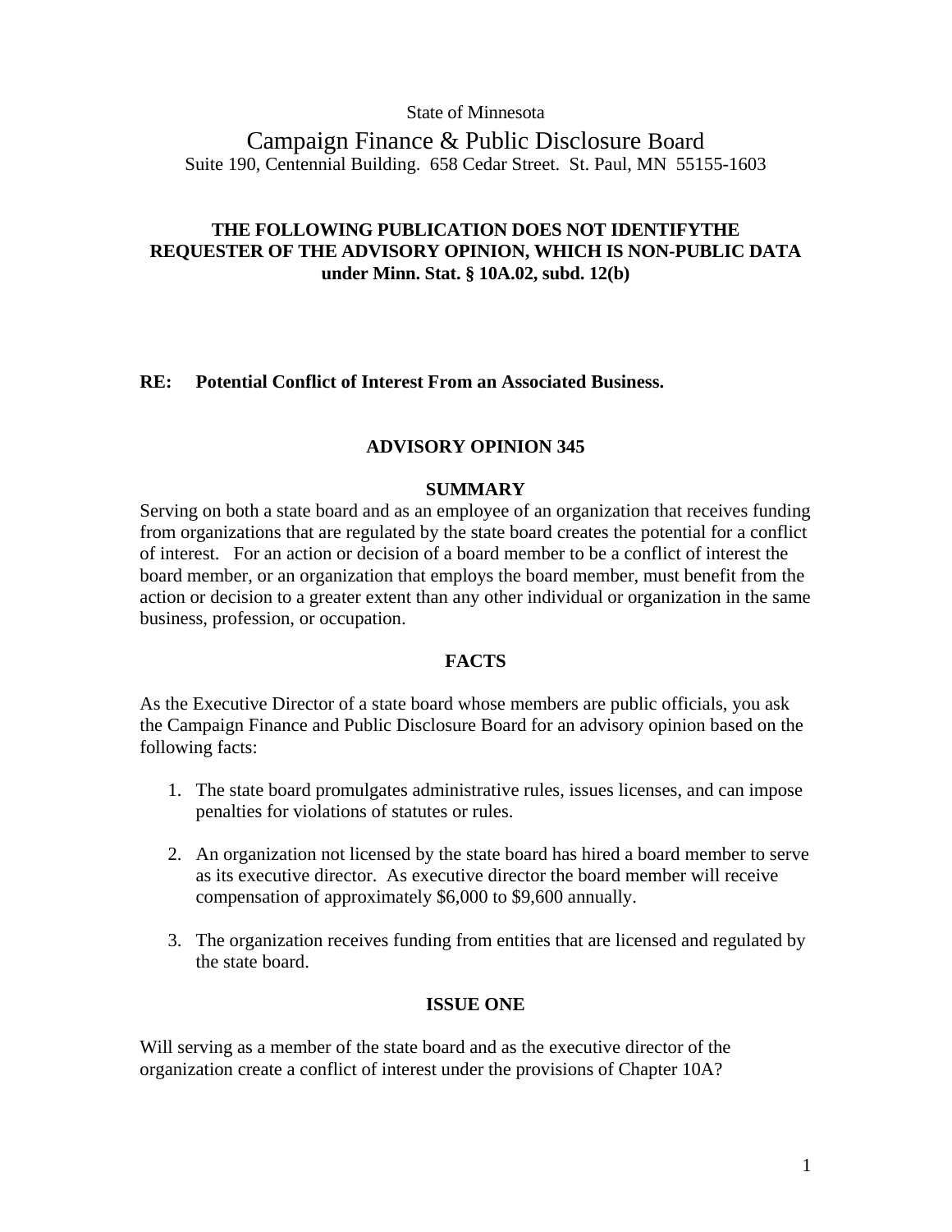State of Minnesota

# Campaign Finance & Public Disclosure Board

Suite 190, Centennial Building. 658 Cedar Street. St. Paul, MN 55155-1603

**THE FOLLOWING PUBLICATION DOES NOT IDENTIFYTHE REQUESTER OF THE ADVISORY OPINION, WHICH IS NON-PUBLIC DATA under Minn. Stat. § 10A.02, subd. 12(b)**

**RE: Potential Conflict of Interest From an Associated Business.**

## ADVISORY OPINION 345

### SUMMARY

Serving on both a state board and as an employee of an organization that receives funding from organizations that are regulated by the state board creates the potential for a conflict of interest. For an action or decision of a board member to be a conflict of interest the board member, or an organization that employs the board member, must benefit from the action or decision to a greater extent than any other individual or organization in the same business, profession, or occupation.

### FACTS

As the Executive Director of a state board whose members are public officials, you ask the Campaign Finance and Public Disclosure Board for an advisory opinion based on the following facts:

1. The state board promulgates administrative rules, issues licenses, and can impose penalties for violations of statutes or rules.
2. An organization not licensed by the state board has hired a board member to serve as its executive director. As executive director the board member will receive compensation of approximately $6,000 to $9,600 annually.
3. The organization receives funding from entities that are licensed and regulated by the state board.

### ISSUE ONE

Will serving as a member of the state board and as the executive director of the organization create a conflict of interest under the provisions of Chapter 10A?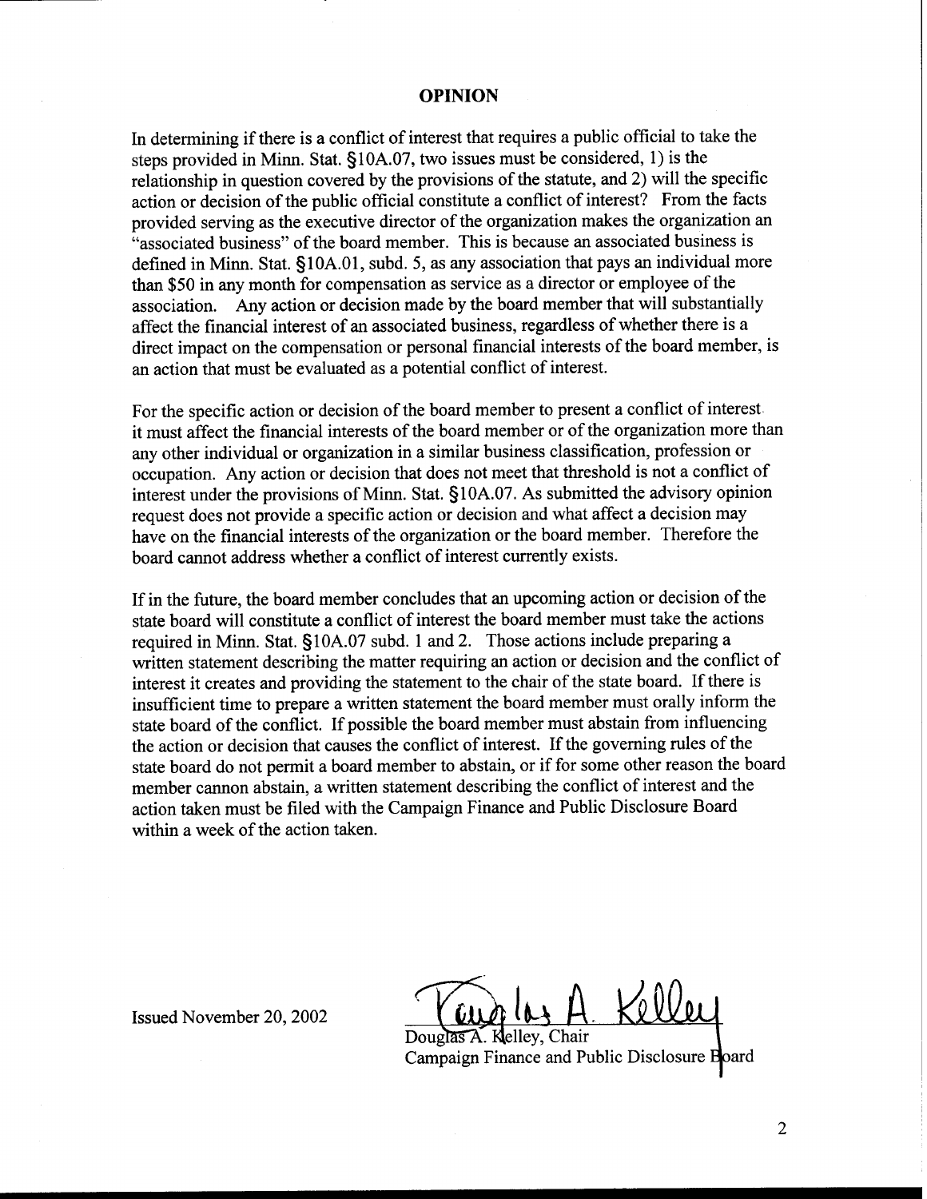## OPINION

In determining if there is a conflict of interest that requires a public official to take the steps provided in Minn. Stat. §10A.07, two issues must be considered, 1) is the relationship in question covered by the provisions of the statute, and 2) will the specific action or decision of the public official constitute a conflict of interest? From the facts provided serving as the executive director of the organization makes the organization an "associated business" of the board member. This is because an associated business is defined in Minn. Stat. §10A.01, subd. 5, as any association that pays an individual more than $50 in any month for compensation as service as a director or employee of the association. Any action or decision made by the board member that will substantially affect the financial interest of an associated business, regardless of whether there is a direct impact on the compensation or personal financial interests of the board member, is an action that must be evaluated as a potential conflict of interest.

For the specific action or decision of the board member to present a conflict of interest it must affect the financial interests of the board member or of the organization more than any other individual or organization in a similar business classification, profession or occupation. Any action or decision that does not meet that threshold is not a conflict of interest under the provisions of Minn. Stat. §10A.07. As submitted the advisory opinion request does not provide a specific action or decision and what affect a decision may have on the financial interests of the organization or the board member. Therefore the board cannot address whether a conflict of interest currently exists.

If in the future, the board member concludes that an upcoming action or decision of the state board will constitute a conflict of interest the board member must take the actions required in Minn. Stat. §10A.07 subd. 1 and 2. Those actions include preparing a written statement describing the matter requiring an action or decision and the conflict of interest it creates and providing the statement to the chair of the state board. If there is insufficient time to prepare a written statement the board member must orally inform the state board of the conflict. If possible the board member must abstain from influencing the action or decision that causes the conflict of interest. If the governing rules of the state board do not permit a board member to abstain, or if for some other reason the board member cannon abstain, a written statement describing the conflict of interest and the action taken must be filed with the Campaign Finance and Public Disclosure Board within a week of the action taken.

Issued November 20, 2002

Douglas A. Kelley, Chair
Campaign Finance and Public Disclosure Board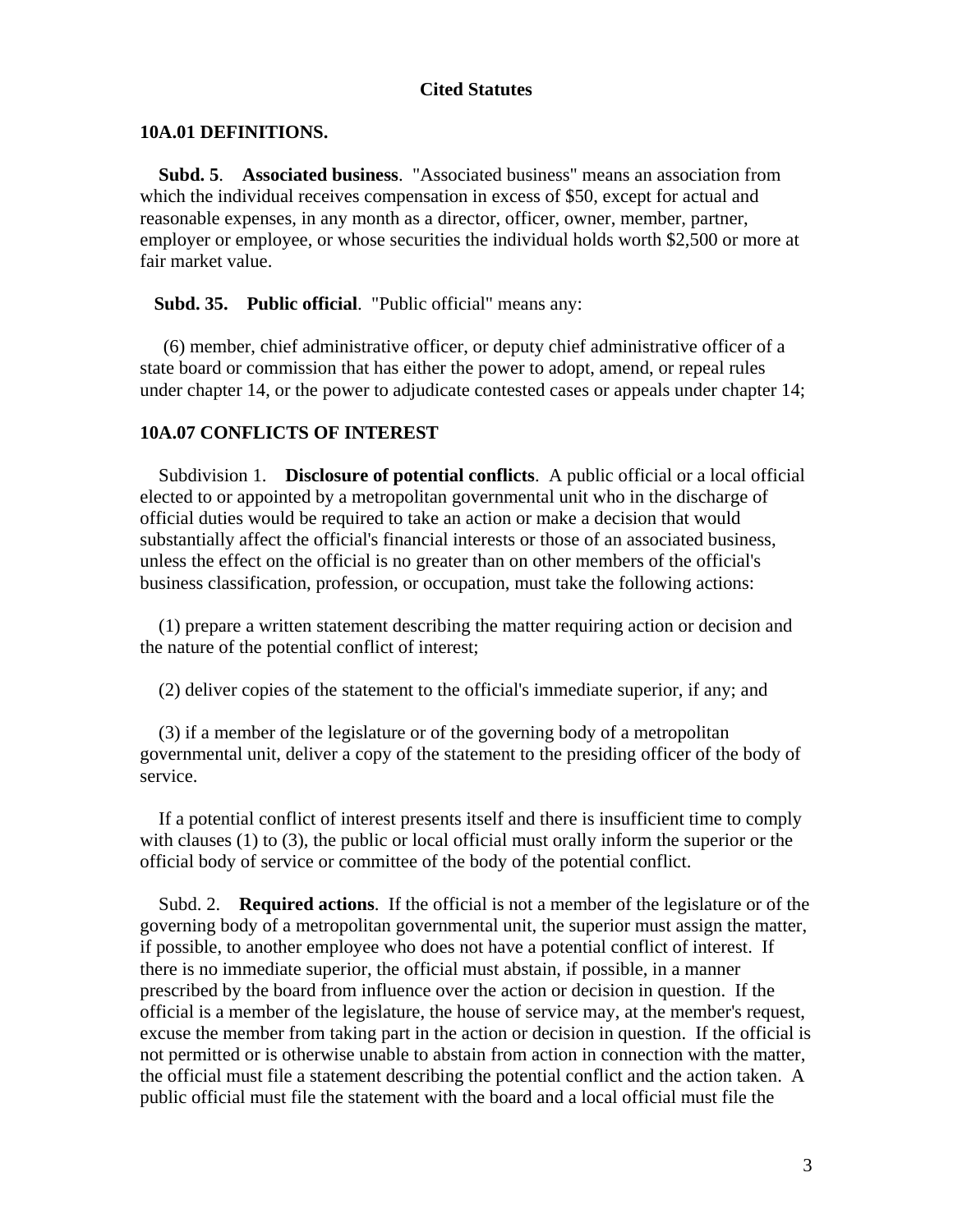## Cited Statutes

### 10A.01 DEFINITIONS.

**Subd. 5**. **Associated business**. "Associated business" means an association from which the individual receives compensation in excess of $50, except for actual and reasonable expenses, in any month as a director, officer, owner, member, partner, employer or employee, or whose securities the individual holds worth $2,500 or more at fair market value.

**Subd. 35.** **Public official**. "Public official" means any:

(6) member, chief administrative officer, or deputy chief administrative officer of a state board or commission that has either the power to adopt, amend, or repeal rules under chapter 14, or the power to adjudicate contested cases or appeals under chapter 14;

### 10A.07 CONFLICTS OF INTEREST

Subdivision 1. **Disclosure of potential conflicts**. A public official or a local official elected to or appointed by a metropolitan governmental unit who in the discharge of official duties would be required to take an action or make a decision that would substantially affect the official's financial interests or those of an associated business, unless the effect on the official is no greater than on other members of the official's business classification, profession, or occupation, must take the following actions:

(1) prepare a written statement describing the matter requiring action or decision and the nature of the potential conflict of interest;

(2) deliver copies of the statement to the official's immediate superior, if any; and

(3) if a member of the legislature or of the governing body of a metropolitan governmental unit, deliver a copy of the statement to the presiding officer of the body of service.

If a potential conflict of interest presents itself and there is insufficient time to comply with clauses (1) to (3), the public or local official must orally inform the superior or the official body of service or committee of the body of the potential conflict.

Subd. 2. **Required actions**. If the official is not a member of the legislature or of the governing body of a metropolitan governmental unit, the superior must assign the matter, if possible, to another employee who does not have a potential conflict of interest. If there is no immediate superior, the official must abstain, if possible, in a manner prescribed by the board from influence over the action or decision in question. If the official is a member of the legislature, the house of service may, at the member's request, excuse the member from taking part in the action or decision in question. If the official is not permitted or is otherwise unable to abstain from action in connection with the matter, the official must file a statement describing the potential conflict and the action taken. A public official must file the statement with the board and a local official must file the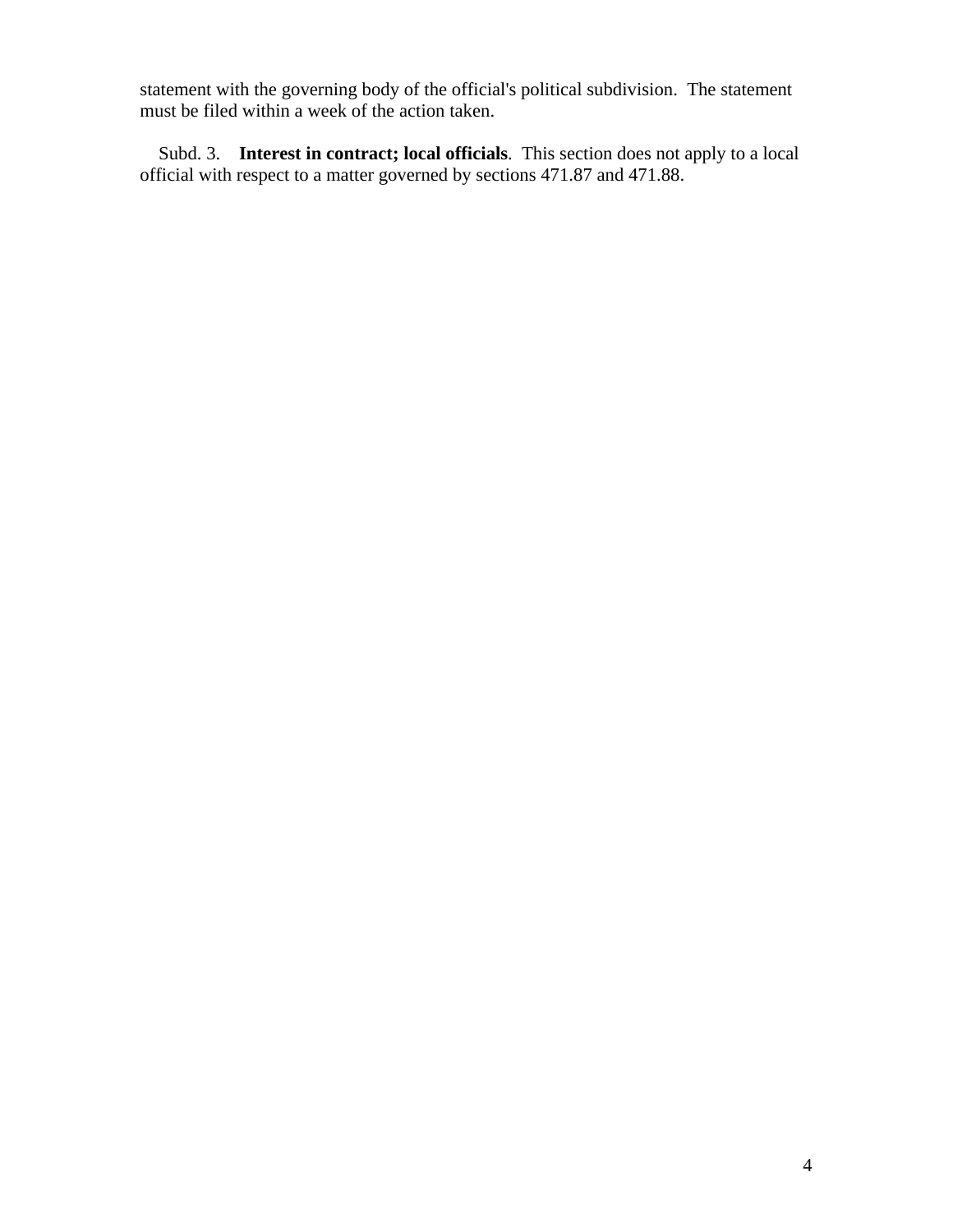statement with the governing body of the official's political subdivision. The statement must be filed within a week of the action taken.

Subd. 3. **Interest in contract; local officials**. This section does not apply to a local official with respect to a matter governed by sections 471.87 and 471.88.